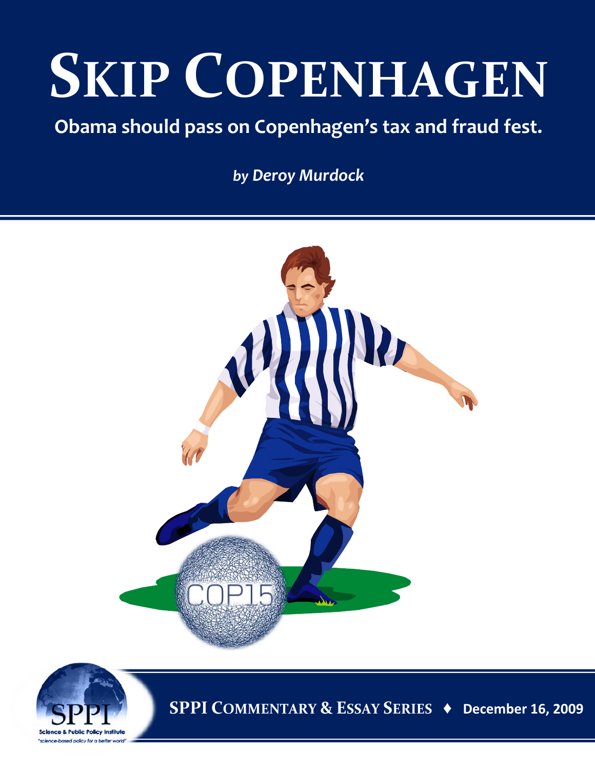# Skip Copenhagen

**Obama should pass on Copenhagen's tax and fraud fest.**

***by Deroy Murdock***

**SPPI Commentary & Essay Series ♦ December 16, 2009**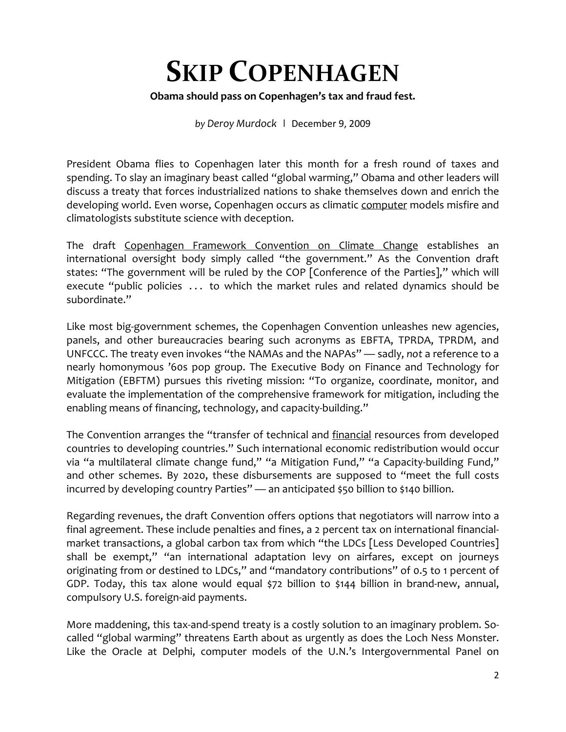# SKIP COPENHAGEN

**Obama should pass on Copenhagen's tax and fraud fest.**

*by Deroy Murdock* | December 9, 2009

President Obama flies to Copenhagen later this month for a fresh round of taxes and spending. To slay an imaginary beast called "global warming," Obama and other leaders will discuss a treaty that forces industrialized nations to shake themselves down and enrich the developing world. Even worse, Copenhagen occurs as climatic computer models misfire and climatologists substitute science with deception.

The draft Copenhagen Framework Convention on Climate Change establishes an international oversight body simply called "the government." As the Convention draft states: "The government will be ruled by the COP [Conference of the Parties]," which will execute "public policies . . . to which the market rules and related dynamics should be subordinate."

Like most big-government schemes, the Copenhagen Convention unleashes new agencies, panels, and other bureaucracies bearing such acronyms as EBFTA, TPRDA, TPRDM, and UNFCCC. The treaty even invokes "the NAMAs and the NAPAs" — sadly, *not* a reference to a nearly homonymous '60s pop group. The Executive Body on Finance and Technology for Mitigation (EBFTM) pursues this riveting mission: "To organize, coordinate, monitor, and evaluate the implementation of the comprehensive framework for mitigation, including the enabling means of financing, technology, and capacity-building."

The Convention arranges the "transfer of technical and financial resources from developed countries to developing countries." Such international economic redistribution would occur via "a multilateral climate change fund," "a Mitigation Fund," "a Capacity-building Fund," and other schemes. By 2020, these disbursements are supposed to "meet the full costs incurred by developing country Parties" — an anticipated $50 billion to $140 billion.

Regarding revenues, the draft Convention offers options that negotiators will narrow into a final agreement. These include penalties and fines, a 2 percent tax on international financial-market transactions, a global carbon tax from which "the LDCs [Less Developed Countries] shall be exempt," "an international adaptation levy on airfares, except on journeys originating from or destined to LDCs," and "mandatory contributions" of 0.5 to 1 percent of GDP. Today, this tax alone would equal $72 billion to $144 billion in brand-new, annual, compulsory U.S. foreign-aid payments.

More maddening, this tax-and-spend treaty is a costly solution to an imaginary problem. So-called "global warming" threatens Earth about as urgently as does the Loch Ness Monster. Like the Oracle at Delphi, computer models of the U.N.'s Intergovernmental Panel on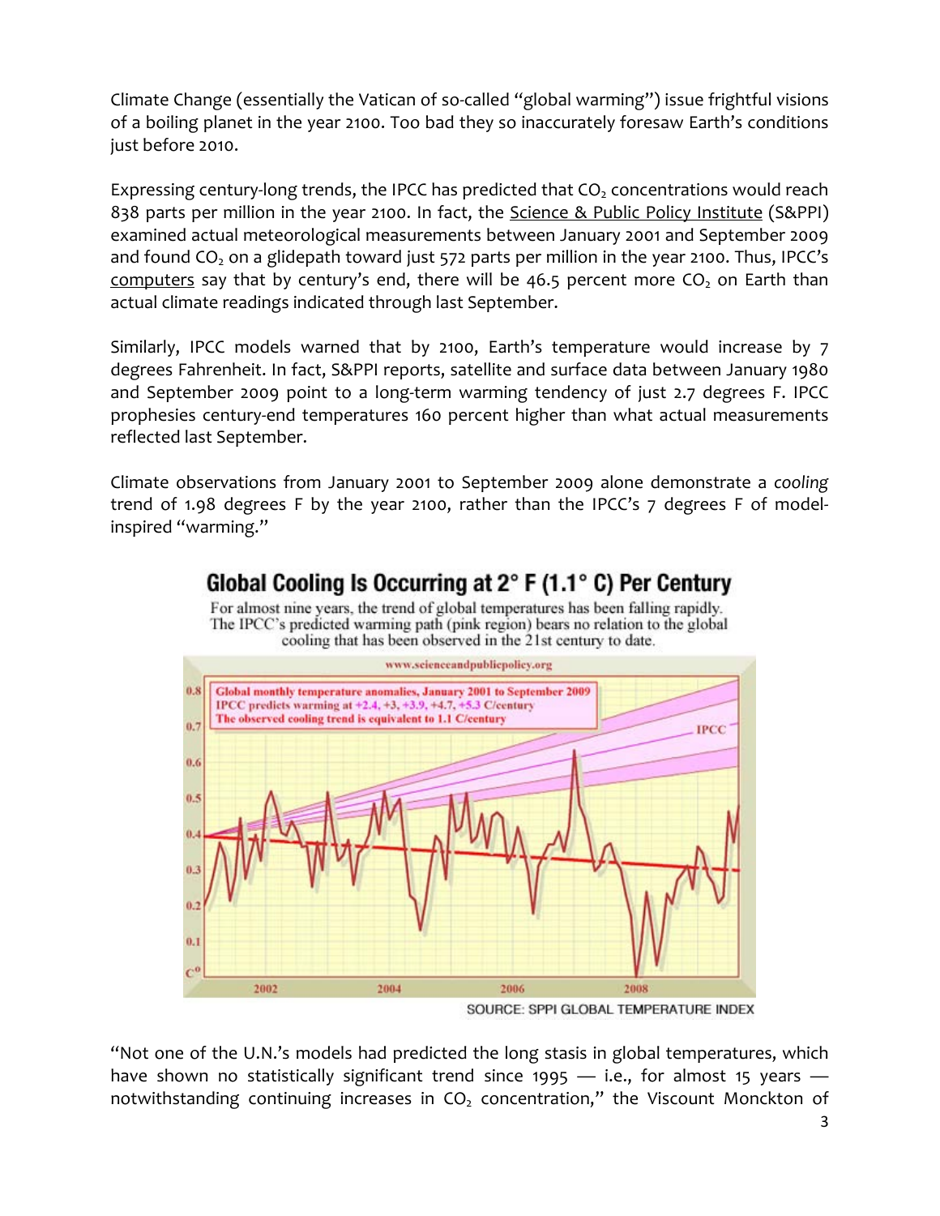Climate Change (essentially the Vatican of so-called "global warming") issue frightful visions of a boiling planet in the year 2100. Too bad they so inaccurately foresaw Earth's conditions just before 2010.

Expressing century-long trends, the IPCC has predicted that $CO_2$ concentrations would reach 838 parts per million in the year 2100. In fact, the Science & Public Policy Institute (S&PPI) examined actual meteorological measurements between January 2001 and September 2009 and found $CO_2$ on a glidepath toward just 572 parts per million in the year 2100. Thus, IPCC's computers say that by century's end, there will be 46.5 percent more $CO_2$ on Earth than actual climate readings indicated through last September.

Similarly, IPCC models warned that by 2100, Earth's temperature would increase by 7 degrees Fahrenheit. In fact, S&PPI reports, satellite and surface data between January 1980 and September 2009 point to a long-term warming tendency of just 2.7 degrees F. IPCC prophesies century-end temperatures 160 percent higher than what actual measurements reflected last September.

Climate observations from January 2001 to September 2009 alone demonstrate a *cooling* trend of 1.98 degrees F by the year 2100, rather than the IPCC's 7 degrees F of model-inspired "warming."

## Global Cooling Is Occurring at 2° F (1.1° C) Per Century

For almost nine years, the trend of global temperatures has been falling rapidly. The IPCC's predicted warming path (pink region) bears no relation to the global cooling that has been observed in the 21st century to date.

www.scienceandpublicpolicy.org

Global monthly temperature anomalies, January 2001 to September 2009
IPCC predicts warming at +2.4, +3, +3.9, +4.7, +5.3 C/century
The observed cooling trend is equivalent to 1.1 C/century

SOURCE: SPPI GLOBAL TEMPERATURE INDEX

"Not one of the U.N.'s models had predicted the long stasis in global temperatures, which have shown no statistically significant trend since 1995 — i.e., for almost 15 years — notwithstanding continuing increases in $CO_2$ concentration," the Viscount Monckton of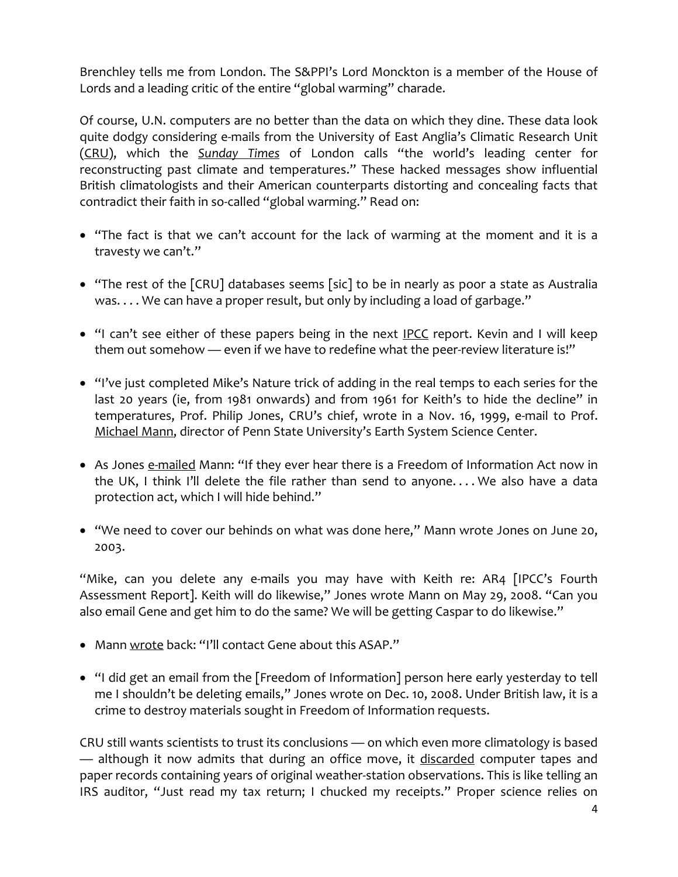Brenchley tells me from London. The S&PPI's Lord Monckton is a member of the House of Lords and a leading critic of the entire "global warming" charade.

Of course, U.N. computers are no better than the data on which they dine. These data look quite dodgy considering e-mails from the University of East Anglia's Climatic Research Unit (CRU), which the *Sunday Times* of London calls "the world's leading center for reconstructing past climate and temperatures." These hacked messages show influential British climatologists and their American counterparts distorting and concealing facts that contradict their faith in so-called "global warming." Read on:

- "The fact is that we can't account for the lack of warming at the moment and it is a travesty we can't."
- "The rest of the [CRU] databases seems [sic] to be in nearly as poor a state as Australia was. . . . We can have a proper result, but only by including a load of garbage."
- "I can't see either of these papers being in the next IPCC report. Kevin and I will keep them out somehow — even if we have to redefine what the peer-review literature is!"
- "I've just completed Mike's Nature trick of adding in the real temps to each series for the last 20 years (ie, from 1981 onwards) and from 1961 for Keith's to hide the decline" in temperatures, Prof. Philip Jones, CRU's chief, wrote in a Nov. 16, 1999, e-mail to Prof. Michael Mann, director of Penn State University's Earth System Science Center.
- As Jones e-mailed Mann: "If they ever hear there is a Freedom of Information Act now in the UK, I think I'll delete the file rather than send to anyone. . . . We also have a data protection act, which I will hide behind."
- "We need to cover our behinds on what was done here," Mann wrote Jones on June 20, 2003.

"Mike, can you delete any e-mails you may have with Keith re: AR4 [IPCC's Fourth Assessment Report]. Keith will do likewise," Jones wrote Mann on May 29, 2008. "Can you also email Gene and get him to do the same? We will be getting Caspar to do likewise."

- Mann wrote back: "I'll contact Gene about this ASAP."
- "I did get an email from the [Freedom of Information] person here early yesterday to tell me I shouldn't be deleting emails," Jones wrote on Dec. 10, 2008. Under British law, it is a crime to destroy materials sought in Freedom of Information requests.

CRU still wants scientists to trust its conclusions — on which even more climatology is based — although it now admits that during an office move, it discarded computer tapes and paper records containing years of original weather-station observations. This is like telling an IRS auditor, "Just read my tax return; I chucked my receipts." Proper science relies on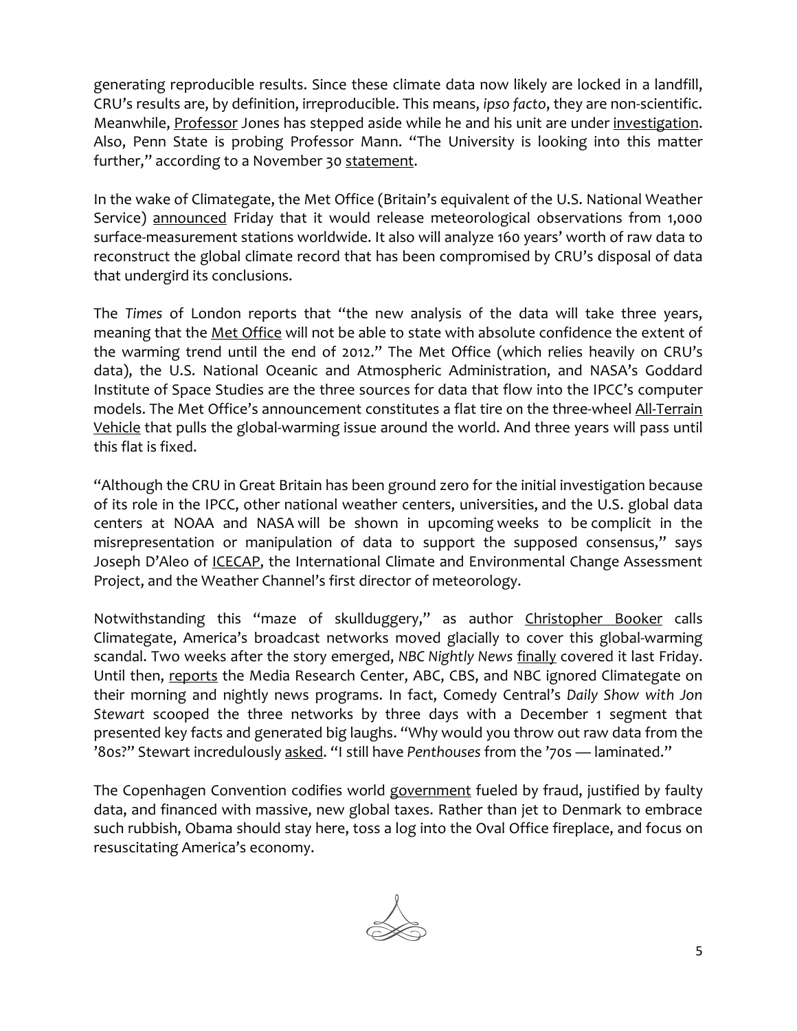generating reproducible results. Since these climate data now likely are locked in a landfill, CRU's results are, by definition, irreproducible. This means, *ipso facto*, they are non-scientific. Meanwhile, Professor Jones has stepped aside while he and his unit are under investigation. Also, Penn State is probing Professor Mann. "The University is looking into this matter further," according to a November 30 statement.

In the wake of Climategate, the Met Office (Britain's equivalent of the U.S. National Weather Service) announced Friday that it would release meteorological observations from 1,000 surface-measurement stations worldwide. It also will analyze 160 years' worth of raw data to reconstruct the global climate record that has been compromised by CRU's disposal of data that undergird its conclusions.

The *Times* of London reports that "the new analysis of the data will take three years, meaning that the Met Office will not be able to state with absolute confidence the extent of the warming trend until the end of 2012." The Met Office (which relies heavily on CRU's data), the U.S. National Oceanic and Atmospheric Administration, and NASA's Goddard Institute of Space Studies are the three sources for data that flow into the IPCC's computer models. The Met Office's announcement constitutes a flat tire on the three-wheel All-Terrain Vehicle that pulls the global-warming issue around the world. And three years will pass until this flat is fixed.

"Although the CRU in Great Britain has been ground zero for the initial investigation because of its role in the IPCC, other national weather centers, universities, and the U.S. global data centers at NOAA and NASA will be shown in upcoming weeks to be complicit in the misrepresentation or manipulation of data to support the supposed consensus," says Joseph D'Aleo of ICECAP, the International Climate and Environmental Change Assessment Project, and the Weather Channel's first director of meteorology.

Notwithstanding this "maze of skullduggery," as author Christopher Booker calls Climategate, America's broadcast networks moved glacially to cover this global-warming scandal. Two weeks after the story emerged, *NBC Nightly News* finally covered it last Friday. Until then, reports the Media Research Center, ABC, CBS, and NBC ignored Climategate on their morning and nightly news programs. In fact, Comedy Central's *Daily Show with Jon Stewart* scooped the three networks by three days with a December 1 segment that presented key facts and generated big laughs. "Why would you throw out raw data from the '80s?" Stewart incredulously asked. "I still have *Penthouses* from the '70s — laminated."

The Copenhagen Convention codifies world government fueled by fraud, justified by faulty data, and financed with massive, new global taxes. Rather than jet to Denmark to embrace such rubbish, Obama should stay here, toss a log into the Oval Office fireplace, and focus on resuscitating America's economy.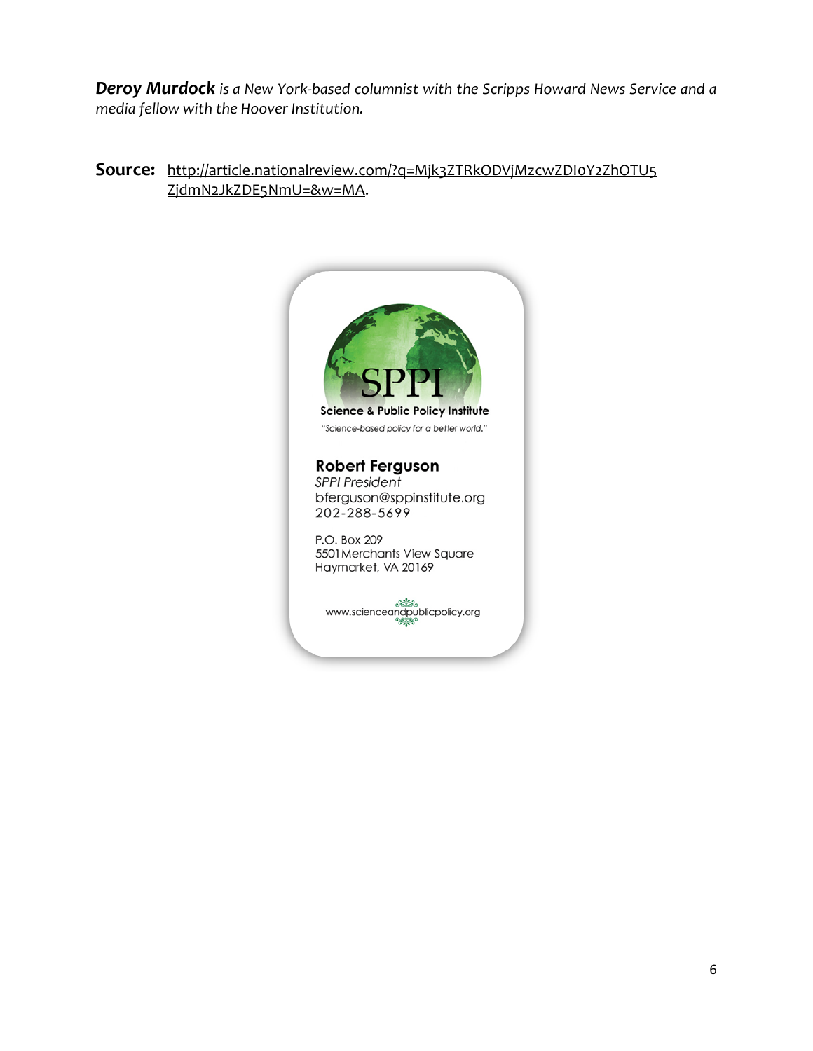***Deroy Murdock*** *is a New York-based columnist with the Scripps Howard News Service and a media fellow with the Hoover Institution.*

**Source:** http://article.nationalreview.com/?q=Mjk3ZTRkODVjMzcwZDI0Y2ZhOTU5ZjdmN2JkZDE5NmU=&w=MA.

SPPI

**Science & Public Policy Institute**

*"Science-based policy for a better world."*

**Robert Ferguson**
*SPPI President*
bferguson@sppinstitute.org
202-288-5699

P.O. Box 209
5501 Merchants View Square
Haymarket, VA 20169

www.scienceandpublicpolicy.org